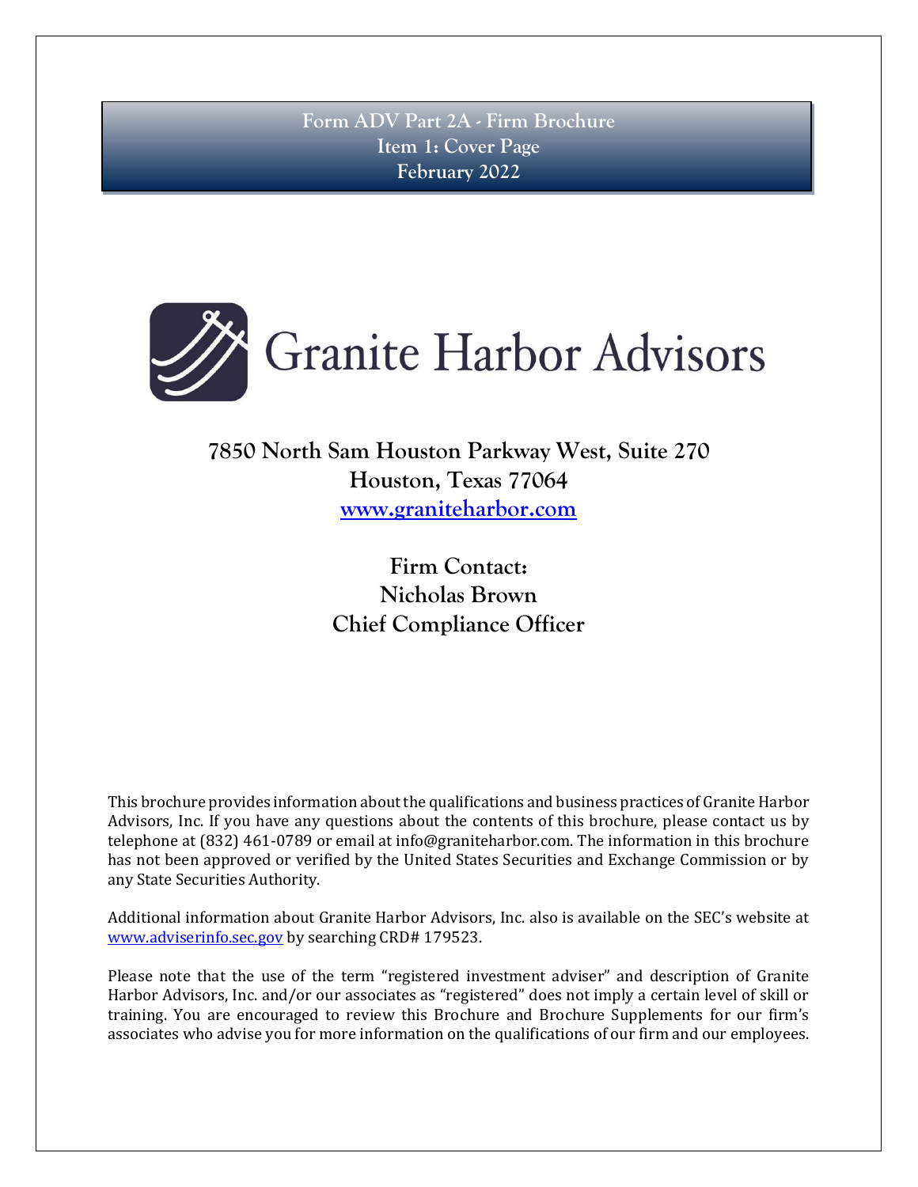# Form ADV Part 2A - Firm Brochure
## Item 1: Cover Page
### February 2022

Granite Harbor Advisors

**7850 North Sam Houston Parkway West, Suite 270**
**Houston, Texas 77064**
**www.graniteharbor.com**

**Firm Contact:**
**Nicholas Brown**
**Chief Compliance Officer**

This brochure provides information about the qualifications and business practices of Granite Harbor Advisors, Inc. If you have any questions about the contents of this brochure, please contact us by telephone at (832) 461-0789 or email at info@graniteharbor.com. The information in this brochure has not been approved or verified by the United States Securities and Exchange Commission or by any State Securities Authority.

Additional information about Granite Harbor Advisors, Inc. also is available on the SEC's website at www.adviserinfo.sec.gov by searching CRD# 179523.

Please note that the use of the term "registered investment adviser" and description of Granite Harbor Advisors, Inc. and/or our associates as "registered" does not imply a certain level of skill or training. You are encouraged to review this Brochure and Brochure Supplements for our firm's associates who advise you for more information on the qualifications of our firm and our employees.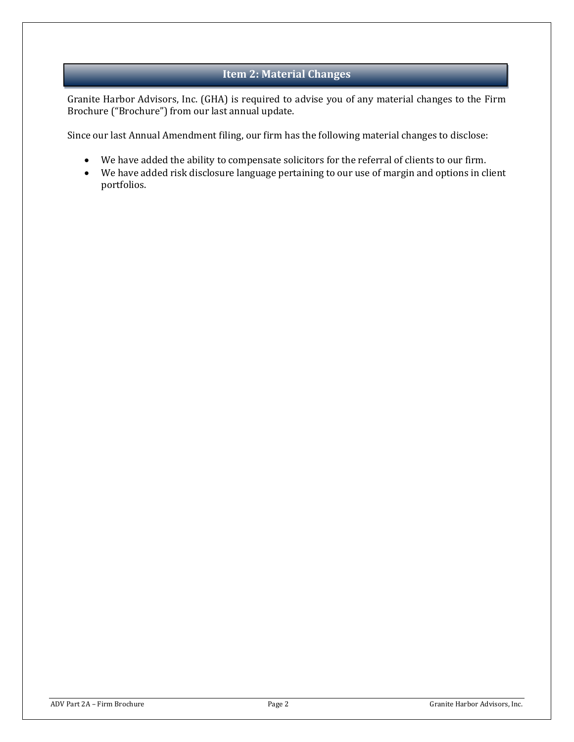## Item 2: Material Changes

Granite Harbor Advisors, Inc. (GHA) is required to advise you of any material changes to the Firm Brochure ("Brochure") from our last annual update.

Since our last Annual Amendment filing, our firm has the following material changes to disclose:

- We have added the ability to compensate solicitors for the referral of clients to our firm.
- We have added risk disclosure language pertaining to our use of margin and options in client portfolios.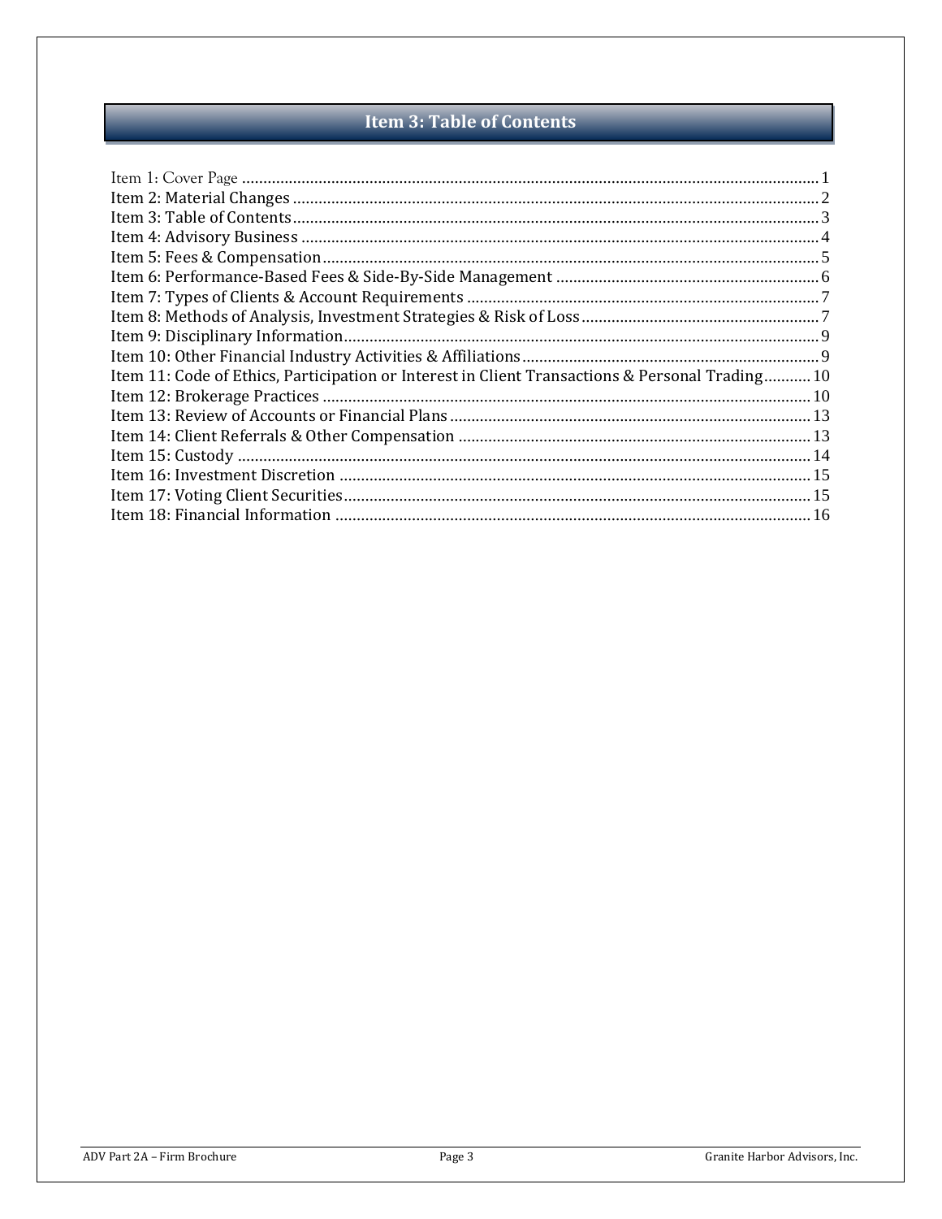# Item 3: Table of Contents

Item 1: Cover Page ........................................................................................................................ 1
Item 2: Material Changes ............................................................................................................. 2
Item 3: Table of Contents .............................................................................................................. 3
Item 4: Advisory Business ............................................................................................................ 4
Item 5: Fees & Compensation ....................................................................................................... 5
Item 6: Performance-Based Fees & Side-By-Side Management ................................................... 6
Item 7: Types of Clients & Account Requirements ....................................................................... 7
Item 8: Methods of Analysis, Investment Strategies & Risk of Loss ............................................ 7
Item 9: Disciplinary Information .................................................................................................. 9
Item 10: Other Financial Industry Activities & Affiliations .......................................................... 9
Item 11: Code of Ethics, Participation or Interest in Client Transactions & Personal Trading ........... 10
Item 12: Brokerage Practices ........................................................................................................ 10
Item 13: Review of Accounts or Financial Plans ........................................................................... 13
Item 14: Client Referrals & Other Compensation ......................................................................... 13
Item 15: Custody ........................................................................................................................... 14
Item 16: Investment Discretion .................................................................................................... 15
Item 17: Voting Client Securities .................................................................................................. 15
Item 18: Financial Information ..................................................................................................... 16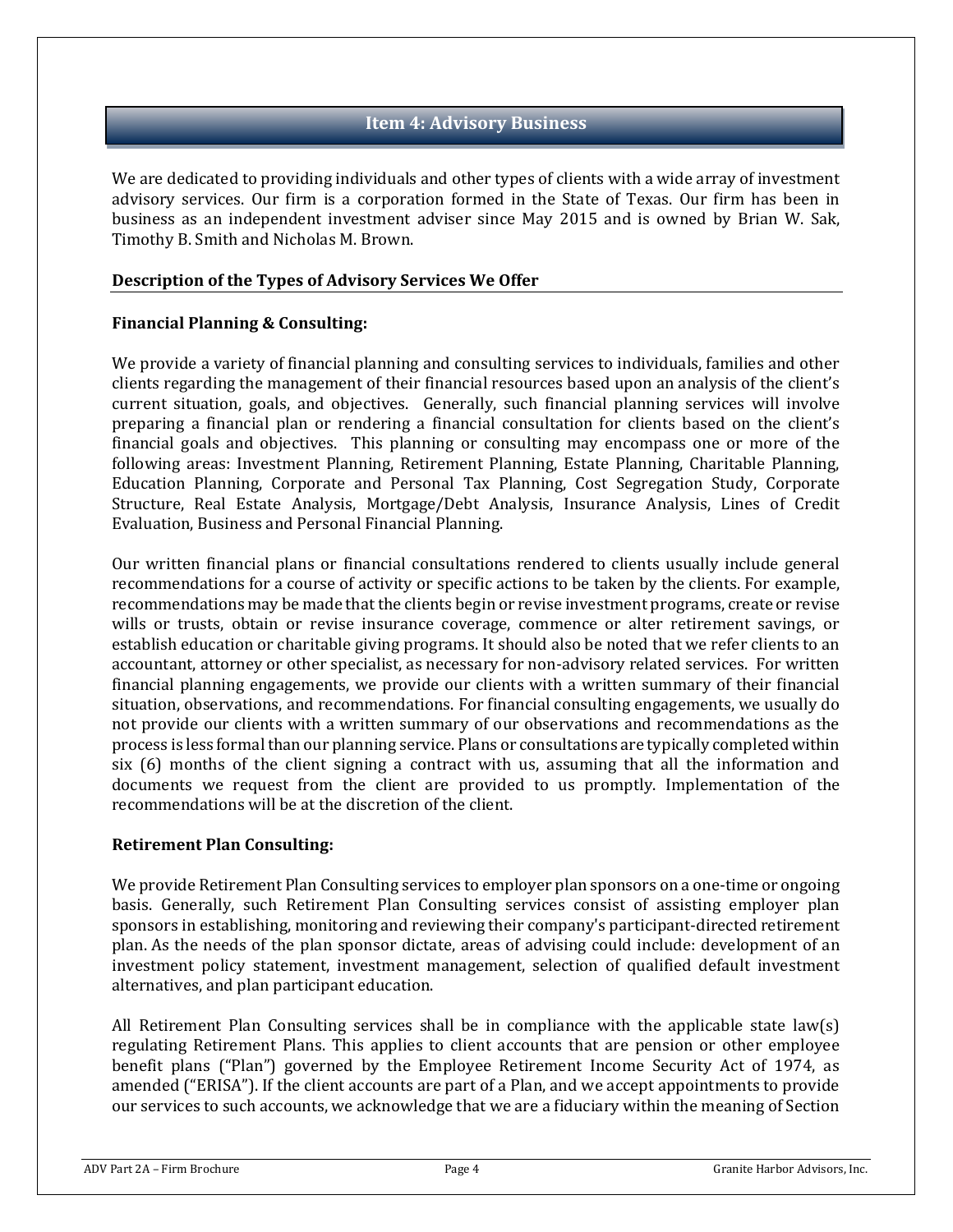## Item 4: Advisory Business

We are dedicated to providing individuals and other types of clients with a wide array of investment advisory services. Our firm is a corporation formed in the State of Texas. Our firm has been in business as an independent investment adviser since May 2015 and is owned by Brian W. Sak, Timothy B. Smith and Nicholas M. Brown.

### Description of the Types of Advisory Services We Offer

**Financial Planning & Consulting:**

We provide a variety of financial planning and consulting services to individuals, families and other clients regarding the management of their financial resources based upon an analysis of the client's current situation, goals, and objectives. Generally, such financial planning services will involve preparing a financial plan or rendering a financial consultation for clients based on the client's financial goals and objectives. This planning or consulting may encompass one or more of the following areas: Investment Planning, Retirement Planning, Estate Planning, Charitable Planning, Education Planning, Corporate and Personal Tax Planning, Cost Segregation Study, Corporate Structure, Real Estate Analysis, Mortgage/Debt Analysis, Insurance Analysis, Lines of Credit Evaluation, Business and Personal Financial Planning.

Our written financial plans or financial consultations rendered to clients usually include general recommendations for a course of activity or specific actions to be taken by the clients. For example, recommendations may be made that the clients begin or revise investment programs, create or revise wills or trusts, obtain or revise insurance coverage, commence or alter retirement savings, or establish education or charitable giving programs. It should also be noted that we refer clients to an accountant, attorney or other specialist, as necessary for non-advisory related services. For written financial planning engagements, we provide our clients with a written summary of their financial situation, observations, and recommendations. For financial consulting engagements, we usually do not provide our clients with a written summary of our observations and recommendations as the process is less formal than our planning service. Plans or consultations are typically completed within six (6) months of the client signing a contract with us, assuming that all the information and documents we request from the client are provided to us promptly. Implementation of the recommendations will be at the discretion of the client.

**Retirement Plan Consulting:**

We provide Retirement Plan Consulting services to employer plan sponsors on a one-time or ongoing basis. Generally, such Retirement Plan Consulting services consist of assisting employer plan sponsors in establishing, monitoring and reviewing their company's participant-directed retirement plan. As the needs of the plan sponsor dictate, areas of advising could include: development of an investment policy statement, investment management, selection of qualified default investment alternatives, and plan participant education.

All Retirement Plan Consulting services shall be in compliance with the applicable state law(s) regulating Retirement Plans. This applies to client accounts that are pension or other employee benefit plans ("Plan") governed by the Employee Retirement Income Security Act of 1974, as amended ("ERISA"). If the client accounts are part of a Plan, and we accept appointments to provide our services to such accounts, we acknowledge that we are a fiduciary within the meaning of Section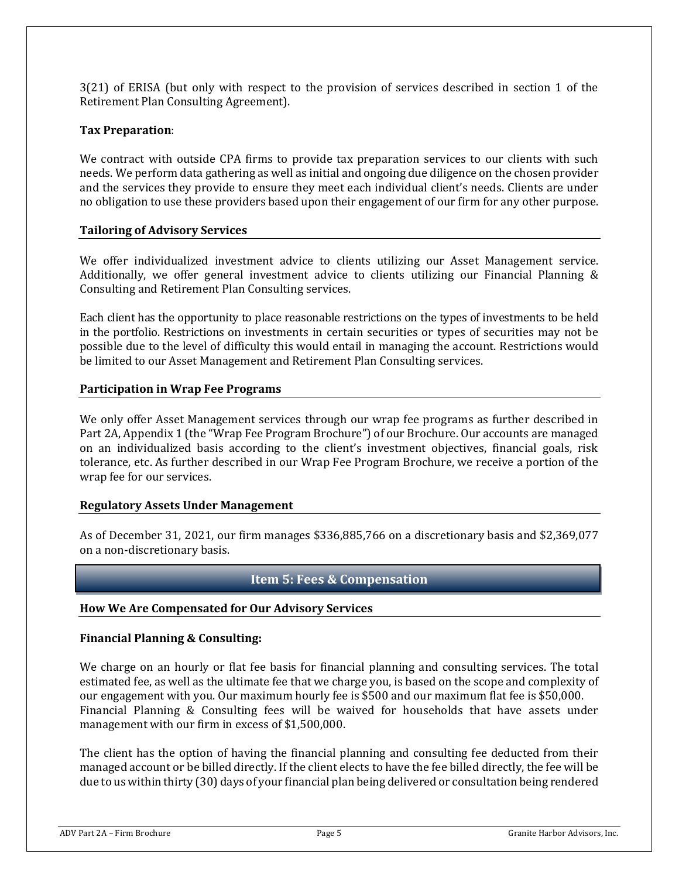3(21) of ERISA (but only with respect to the provision of services described in section 1 of the Retirement Plan Consulting Agreement).

**Tax Preparation**:

We contract with outside CPA firms to provide tax preparation services to our clients with such needs. We perform data gathering as well as initial and ongoing due diligence on the chosen provider and the services they provide to ensure they meet each individual client's needs. Clients are under no obligation to use these providers based upon their engagement of our firm for any other purpose.

### Tailoring of Advisory Services

We offer individualized investment advice to clients utilizing our Asset Management service. Additionally, we offer general investment advice to clients utilizing our Financial Planning & Consulting and Retirement Plan Consulting services.

Each client has the opportunity to place reasonable restrictions on the types of investments to be held in the portfolio. Restrictions on investments in certain securities or types of securities may not be possible due to the level of difficulty this would entail in managing the account. Restrictions would be limited to our Asset Management and Retirement Plan Consulting services.

### Participation in Wrap Fee Programs

We only offer Asset Management services through our wrap fee programs as further described in Part 2A, Appendix 1 (the "Wrap Fee Program Brochure") of our Brochure. Our accounts are managed on an individualized basis according to the client's investment objectives, financial goals, risk tolerance, etc. As further described in our Wrap Fee Program Brochure, we receive a portion of the wrap fee for our services.

### Regulatory Assets Under Management

As of December 31, 2021, our firm manages $336,885,766 on a discretionary basis and $2,369,077 on a non-discretionary basis.

## Item 5: Fees & Compensation

### How We Are Compensated for Our Advisory Services

**Financial Planning & Consulting:**

We charge on an hourly or flat fee basis for financial planning and consulting services. The total estimated fee, as well as the ultimate fee that we charge you, is based on the scope and complexity of our engagement with you. Our maximum hourly fee is $500 and our maximum flat fee is $50,000. Financial Planning & Consulting fees will be waived for households that have assets under management with our firm in excess of $1,500,000.

The client has the option of having the financial planning and consulting fee deducted from their managed account or be billed directly. If the client elects to have the fee billed directly, the fee will be due to us within thirty (30) days of your financial plan being delivered or consultation being rendered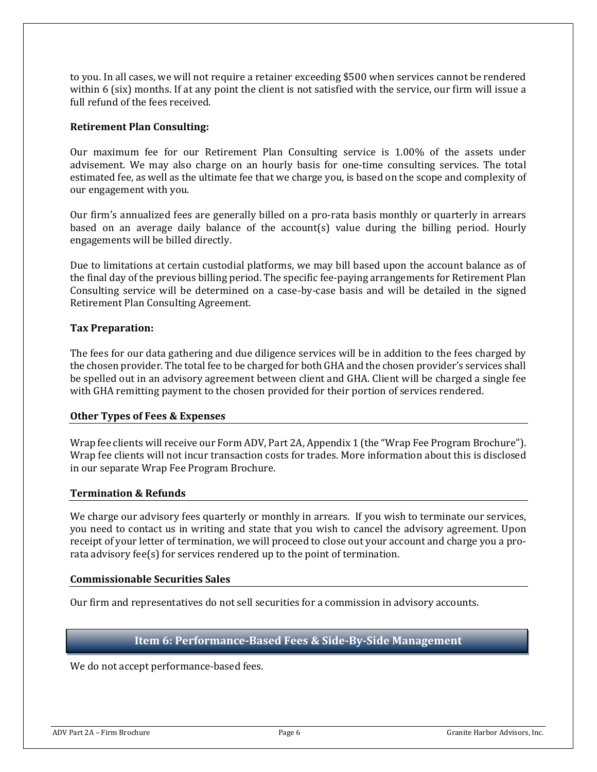to you. In all cases, we will not require a retainer exceeding $500 when services cannot be rendered within 6 (six) months. If at any point the client is not satisfied with the service, our firm will issue a full refund of the fees received.

**Retirement Plan Consulting:**

Our maximum fee for our Retirement Plan Consulting service is 1.00% of the assets under advisement. We may also charge on an hourly basis for one-time consulting services. The total estimated fee, as well as the ultimate fee that we charge you, is based on the scope and complexity of our engagement with you.

Our firm's annualized fees are generally billed on a pro-rata basis monthly or quarterly in arrears based on an average daily balance of the account(s) value during the billing period. Hourly engagements will be billed directly.

Due to limitations at certain custodial platforms, we may bill based upon the account balance as of the final day of the previous billing period. The specific fee-paying arrangements for Retirement Plan Consulting service will be determined on a case-by-case basis and will be detailed in the signed Retirement Plan Consulting Agreement.

**Tax Preparation:**

The fees for our data gathering and due diligence services will be in addition to the fees charged by the chosen provider. The total fee to be charged for both GHA and the chosen provider's services shall be spelled out in an advisory agreement between client and GHA. Client will be charged a single fee with GHA remitting payment to the chosen provided for their portion of services rendered.

### Other Types of Fees & Expenses

Wrap fee clients will receive our Form ADV, Part 2A, Appendix 1 (the "Wrap Fee Program Brochure"). Wrap fee clients will not incur transaction costs for trades. More information about this is disclosed in our separate Wrap Fee Program Brochure.

### Termination & Refunds

We charge our advisory fees quarterly or monthly in arrears. If you wish to terminate our services, you need to contact us in writing and state that you wish to cancel the advisory agreement. Upon receipt of your letter of termination, we will proceed to close out your account and charge you a pro-rata advisory fee(s) for services rendered up to the point of termination.

### Commissionable Securities Sales

Our firm and representatives do not sell securities for a commission in advisory accounts.

## Item 6: Performance-Based Fees & Side-By-Side Management

We do not accept performance-based fees.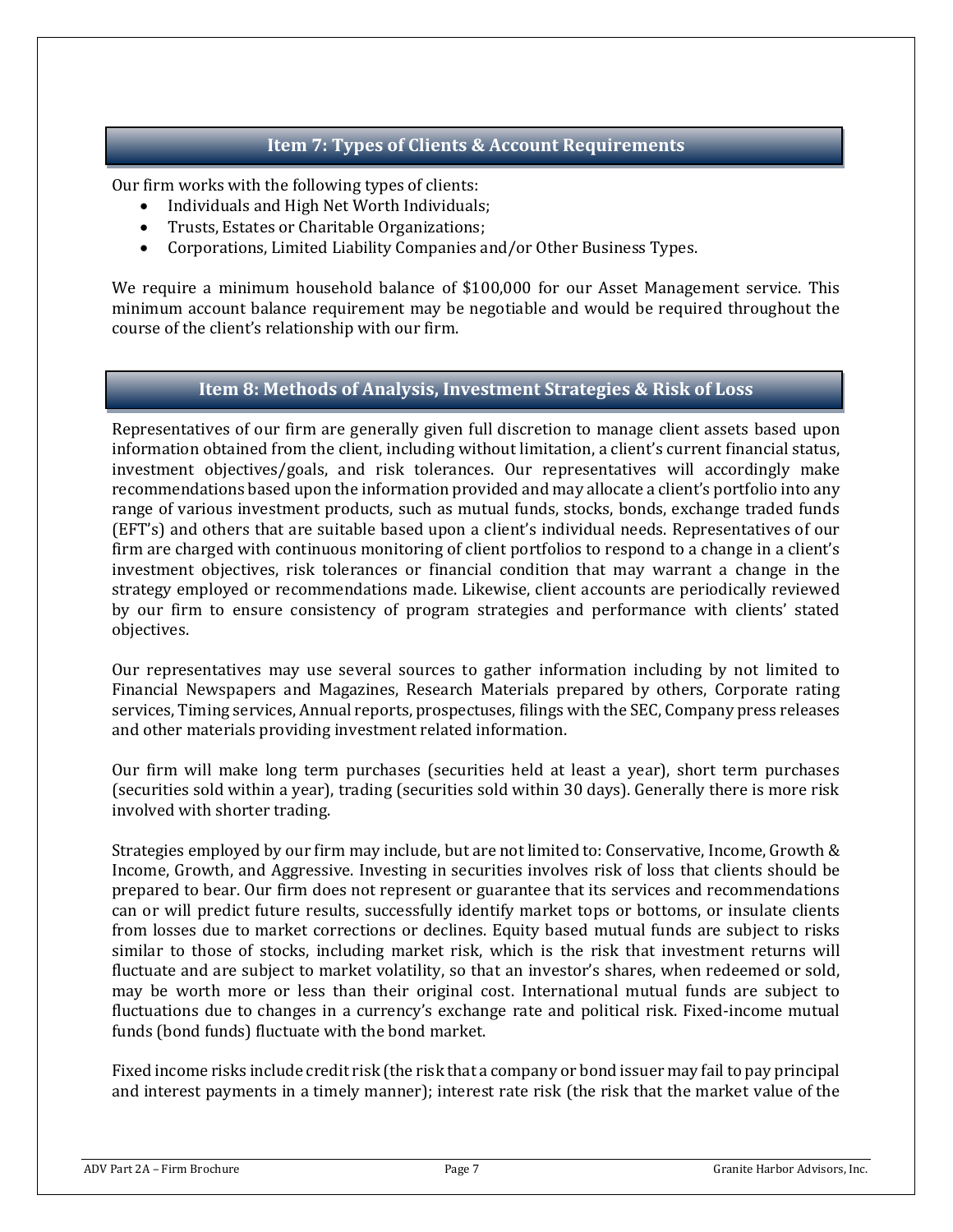## Item 7: Types of Clients & Account Requirements

Our firm works with the following types of clients:

- Individuals and High Net Worth Individuals;
- Trusts, Estates or Charitable Organizations;
- Corporations, Limited Liability Companies and/or Other Business Types.

We require a minimum household balance of $100,000 for our Asset Management service. This minimum account balance requirement may be negotiable and would be required throughout the course of the client's relationship with our firm.

## Item 8: Methods of Analysis, Investment Strategies & Risk of Loss

Representatives of our firm are generally given full discretion to manage client assets based upon information obtained from the client, including without limitation, a client's current financial status, investment objectives/goals, and risk tolerances. Our representatives will accordingly make recommendations based upon the information provided and may allocate a client's portfolio into any range of various investment products, such as mutual funds, stocks, bonds, exchange traded funds (EFT's) and others that are suitable based upon a client's individual needs. Representatives of our firm are charged with continuous monitoring of client portfolios to respond to a change in a client's investment objectives, risk tolerances or financial condition that may warrant a change in the strategy employed or recommendations made. Likewise, client accounts are periodically reviewed by our firm to ensure consistency of program strategies and performance with clients' stated objectives.

Our representatives may use several sources to gather information including by not limited to Financial Newspapers and Magazines, Research Materials prepared by others, Corporate rating services, Timing services, Annual reports, prospectuses, filings with the SEC, Company press releases and other materials providing investment related information.

Our firm will make long term purchases (securities held at least a year), short term purchases (securities sold within a year), trading (securities sold within 30 days). Generally there is more risk involved with shorter trading.

Strategies employed by our firm may include, but are not limited to: Conservative, Income, Growth & Income, Growth, and Aggressive. Investing in securities involves risk of loss that clients should be prepared to bear. Our firm does not represent or guarantee that its services and recommendations can or will predict future results, successfully identify market tops or bottoms, or insulate clients from losses due to market corrections or declines. Equity based mutual funds are subject to risks similar to those of stocks, including market risk, which is the risk that investment returns will fluctuate and are subject to market volatility, so that an investor's shares, when redeemed or sold, may be worth more or less than their original cost. International mutual funds are subject to fluctuations due to changes in a currency's exchange rate and political risk. Fixed-income mutual funds (bond funds) fluctuate with the bond market.

Fixed income risks include credit risk (the risk that a company or bond issuer may fail to pay principal and interest payments in a timely manner); interest rate risk (the risk that the market value of the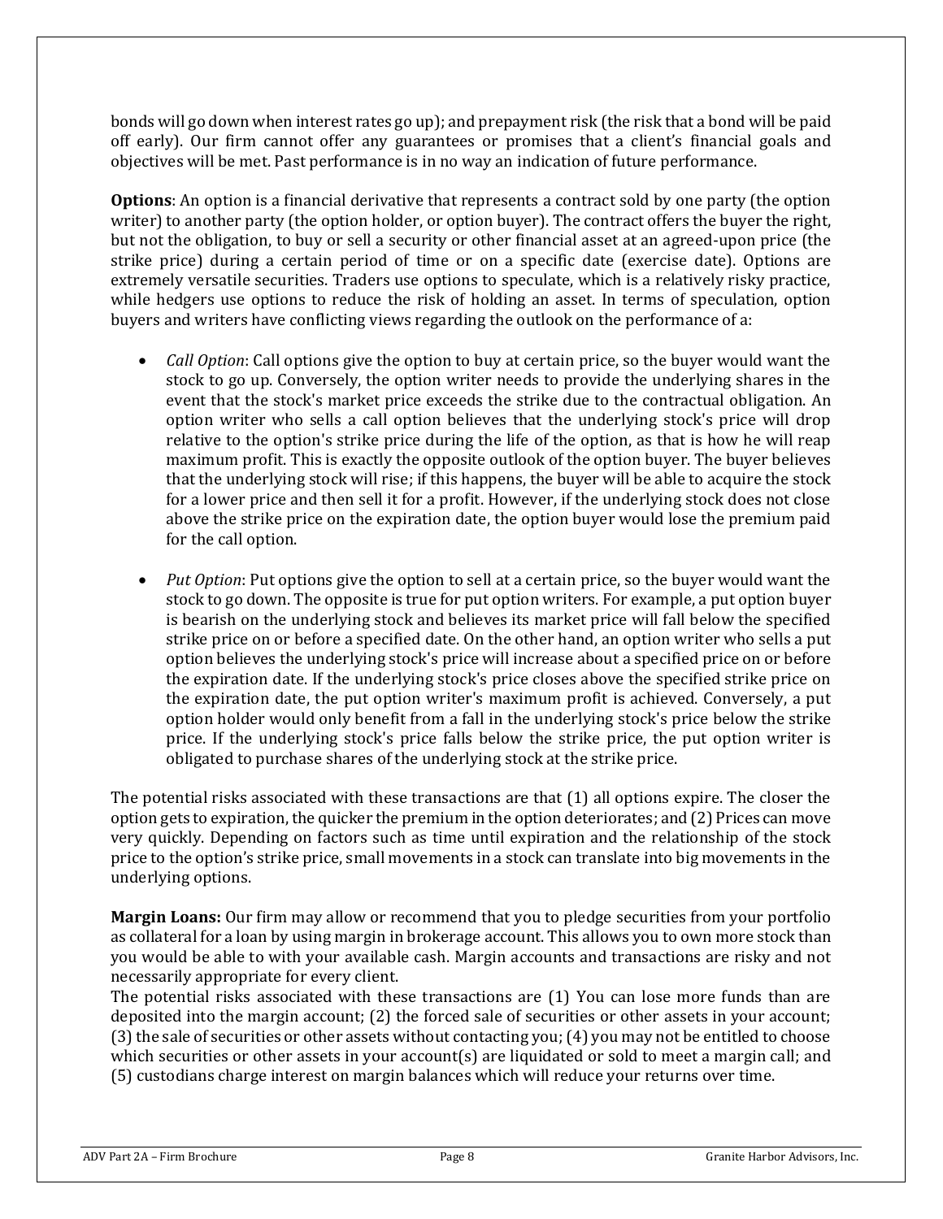bonds will go down when interest rates go up); and prepayment risk (the risk that a bond will be paid off early). Our firm cannot offer any guarantees or promises that a client's financial goals and objectives will be met. Past performance is in no way an indication of future performance.

**Options**: An option is a financial derivative that represents a contract sold by one party (the option writer) to another party (the option holder, or option buyer). The contract offers the buyer the right, but not the obligation, to buy or sell a security or other financial asset at an agreed-upon price (the strike price) during a certain period of time or on a specific date (exercise date). Options are extremely versatile securities. Traders use options to speculate, which is a relatively risky practice, while hedgers use options to reduce the risk of holding an asset. In terms of speculation, option buyers and writers have conflicting views regarding the outlook on the performance of a:

- *Call Option*: Call options give the option to buy at certain price, so the buyer would want the stock to go up. Conversely, the option writer needs to provide the underlying shares in the event that the stock's market price exceeds the strike due to the contractual obligation. An option writer who sells a call option believes that the underlying stock's price will drop relative to the option's strike price during the life of the option, as that is how he will reap maximum profit. This is exactly the opposite outlook of the option buyer. The buyer believes that the underlying stock will rise; if this happens, the buyer will be able to acquire the stock for a lower price and then sell it for a profit. However, if the underlying stock does not close above the strike price on the expiration date, the option buyer would lose the premium paid for the call option.

- *Put Option*: Put options give the option to sell at a certain price, so the buyer would want the stock to go down. The opposite is true for put option writers. For example, a put option buyer is bearish on the underlying stock and believes its market price will fall below the specified strike price on or before a specified date. On the other hand, an option writer who sells a put option believes the underlying stock's price will increase about a specified price on or before the expiration date. If the underlying stock's price closes above the specified strike price on the expiration date, the put option writer's maximum profit is achieved. Conversely, a put option holder would only benefit from a fall in the underlying stock's price below the strike price. If the underlying stock's price falls below the strike price, the put option writer is obligated to purchase shares of the underlying stock at the strike price.

The potential risks associated with these transactions are that (1) all options expire. The closer the option gets to expiration, the quicker the premium in the option deteriorates; and (2) Prices can move very quickly. Depending on factors such as time until expiration and the relationship of the stock price to the option's strike price, small movements in a stock can translate into big movements in the underlying options.

**Margin Loans:** Our firm may allow or recommend that you to pledge securities from your portfolio as collateral for a loan by using margin in brokerage account. This allows you to own more stock than you would be able to with your available cash. Margin accounts and transactions are risky and not necessarily appropriate for every client.

The potential risks associated with these transactions are (1) You can lose more funds than are deposited into the margin account; (2) the forced sale of securities or other assets in your account; (3) the sale of securities or other assets without contacting you; (4) you may not be entitled to choose which securities or other assets in your account(s) are liquidated or sold to meet a margin call; and (5) custodians charge interest on margin balances which will reduce your returns over time.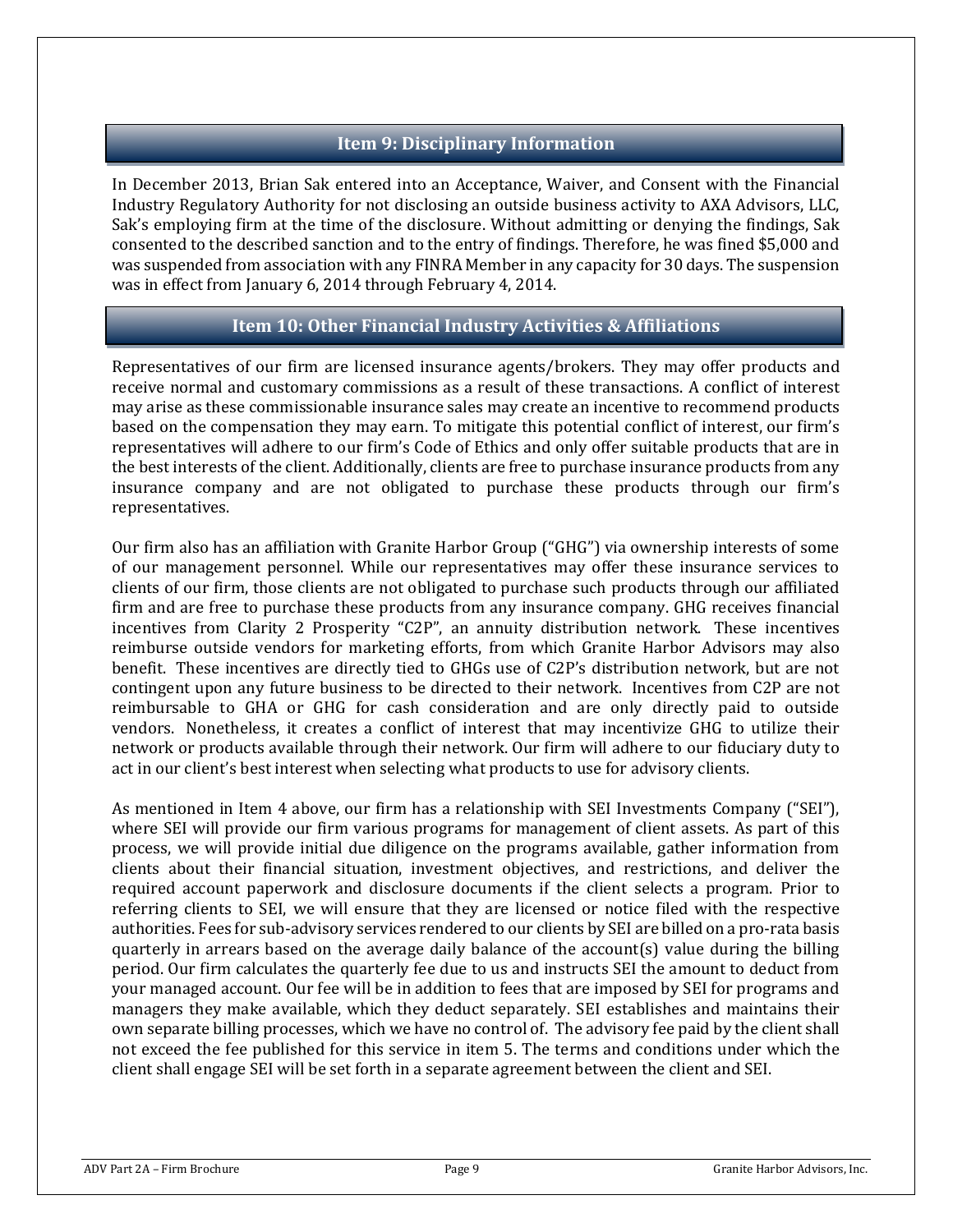## Item 9: Disciplinary Information

In December 2013, Brian Sak entered into an Acceptance, Waiver, and Consent with the Financial Industry Regulatory Authority for not disclosing an outside business activity to AXA Advisors, LLC, Sak's employing firm at the time of the disclosure. Without admitting or denying the findings, Sak consented to the described sanction and to the entry of findings. Therefore, he was fined $5,000 and was suspended from association with any FINRA Member in any capacity for 30 days. The suspension was in effect from January 6, 2014 through February 4, 2014.

## Item 10: Other Financial Industry Activities & Affiliations

Representatives of our firm are licensed insurance agents/brokers. They may offer products and receive normal and customary commissions as a result of these transactions. A conflict of interest may arise as these commissionable insurance sales may create an incentive to recommend products based on the compensation they may earn. To mitigate this potential conflict of interest, our firm's representatives will adhere to our firm's Code of Ethics and only offer suitable products that are in the best interests of the client. Additionally, clients are free to purchase insurance products from any insurance company and are not obligated to purchase these products through our firm's representatives.

Our firm also has an affiliation with Granite Harbor Group ("GHG") via ownership interests of some of our management personnel. While our representatives may offer these insurance services to clients of our firm, those clients are not obligated to purchase such products through our affiliated firm and are free to purchase these products from any insurance company. GHG receives financial incentives from Clarity 2 Prosperity "C2P", an annuity distribution network. These incentives reimburse outside vendors for marketing efforts, from which Granite Harbor Advisors may also benefit. These incentives are directly tied to GHGs use of C2P's distribution network, but are not contingent upon any future business to be directed to their network. Incentives from C2P are not reimbursable to GHA or GHG for cash consideration and are only directly paid to outside vendors. Nonetheless, it creates a conflict of interest that may incentivize GHG to utilize their network or products available through their network. Our firm will adhere to our fiduciary duty to act in our client's best interest when selecting what products to use for advisory clients.

As mentioned in Item 4 above, our firm has a relationship with SEI Investments Company ("SEI"), where SEI will provide our firm various programs for management of client assets. As part of this process, we will provide initial due diligence on the programs available, gather information from clients about their financial situation, investment objectives, and restrictions, and deliver the required account paperwork and disclosure documents if the client selects a program. Prior to referring clients to SEI, we will ensure that they are licensed or notice filed with the respective authorities. Fees for sub-advisory services rendered to our clients by SEI are billed on a pro-rata basis quarterly in arrears based on the average daily balance of the account(s) value during the billing period. Our firm calculates the quarterly fee due to us and instructs SEI the amount to deduct from your managed account. Our fee will be in addition to fees that are imposed by SEI for programs and managers they make available, which they deduct separately. SEI establishes and maintains their own separate billing processes, which we have no control of. The advisory fee paid by the client shall not exceed the fee published for this service in item 5. The terms and conditions under which the client shall engage SEI will be set forth in a separate agreement between the client and SEI.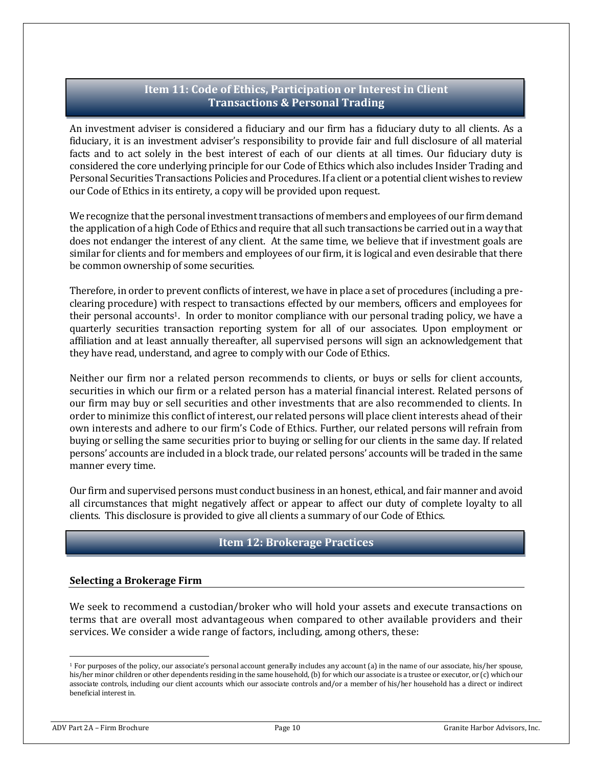## Item 11: Code of Ethics, Participation or Interest in Client Transactions & Personal Trading

An investment adviser is considered a fiduciary and our firm has a fiduciary duty to all clients. As a fiduciary, it is an investment adviser's responsibility to provide fair and full disclosure of all material facts and to act solely in the best interest of each of our clients at all times. Our fiduciary duty is considered the core underlying principle for our Code of Ethics which also includes Insider Trading and Personal Securities Transactions Policies and Procedures. If a client or a potential client wishes to review our Code of Ethics in its entirety, a copy will be provided upon request.

We recognize that the personal investment transactions of members and employees of our firm demand the application of a high Code of Ethics and require that all such transactions be carried out in a way that does not endanger the interest of any client. At the same time, we believe that if investment goals are similar for clients and for members and employees of our firm, it is logical and even desirable that there be common ownership of some securities.

Therefore, in order to prevent conflicts of interest, we have in place a set of procedures (including a pre-clearing procedure) with respect to transactions effected by our members, officers and employees for their personal accounts[1]. In order to monitor compliance with our personal trading policy, we have a quarterly securities transaction reporting system for all of our associates. Upon employment or affiliation and at least annually thereafter, all supervised persons will sign an acknowledgement that they have read, understand, and agree to comply with our Code of Ethics.

Neither our firm nor a related person recommends to clients, or buys or sells for client accounts, securities in which our firm or a related person has a material financial interest. Related persons of our firm may buy or sell securities and other investments that are also recommended to clients. In order to minimize this conflict of interest, our related persons will place client interests ahead of their own interests and adhere to our firm's Code of Ethics. Further, our related persons will refrain from buying or selling the same securities prior to buying or selling for our clients in the same day. If related persons' accounts are included in a block trade, our related persons' accounts will be traded in the same manner every time.

Our firm and supervised persons must conduct business in an honest, ethical, and fair manner and avoid all circumstances that might negatively affect or appear to affect our duty of complete loyalty to all clients. This disclosure is provided to give all clients a summary of our Code of Ethics.

## Item 12: Brokerage Practices

### Selecting a Brokerage Firm

We seek to recommend a custodian/broker who will hold your assets and execute transactions on terms that are overall most advantageous when compared to other available providers and their services. We consider a wide range of factors, including, among others, these:

[1] For purposes of the policy, our associate's personal account generally includes any account (a) in the name of our associate, his/her spouse, his/her minor children or other dependents residing in the same household, (b) for which our associate is a trustee or executor, or (c) which our associate controls, including our client accounts which our associate controls and/or a member of his/her household has a direct or indirect beneficial interest in.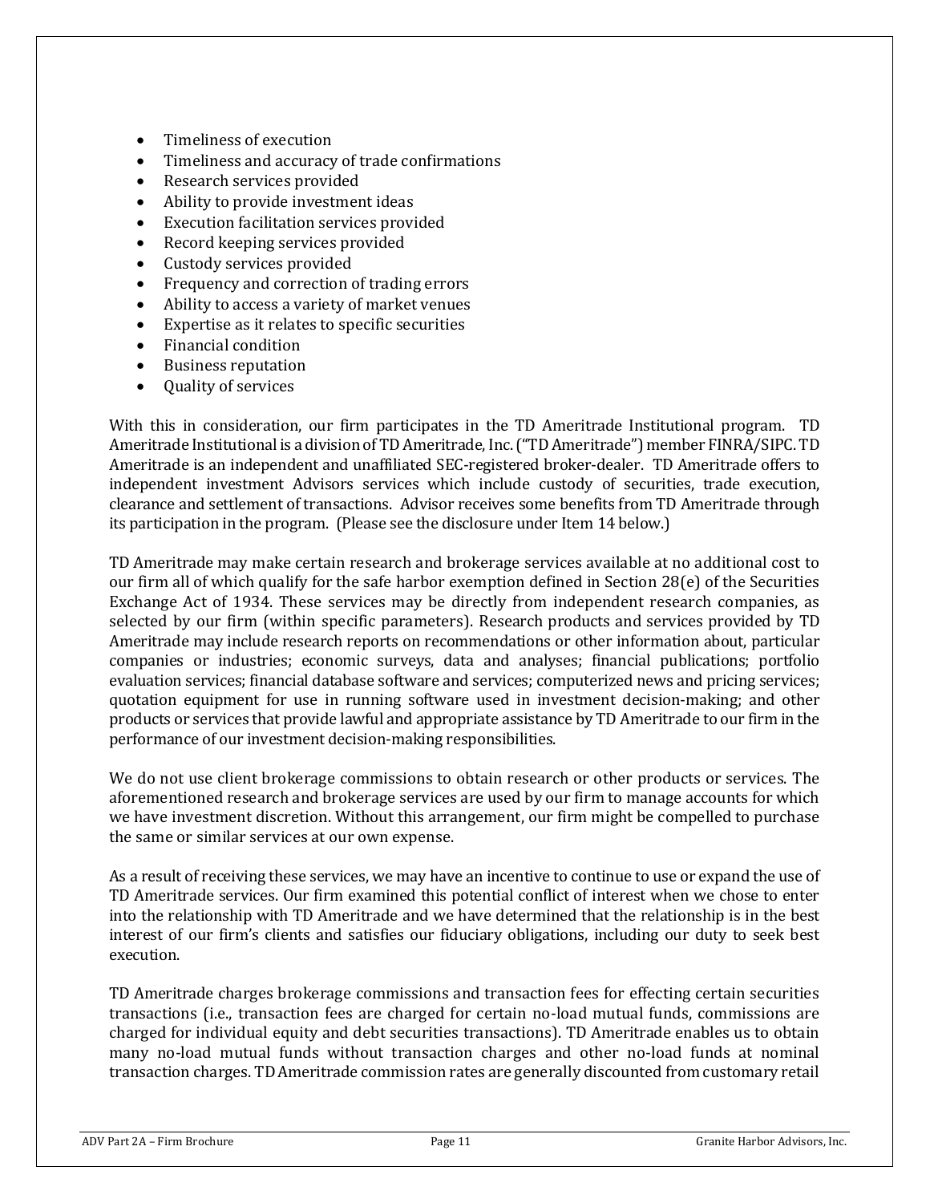- Timeliness of execution
- Timeliness and accuracy of trade confirmations
- Research services provided
- Ability to provide investment ideas
- Execution facilitation services provided
- Record keeping services provided
- Custody services provided
- Frequency and correction of trading errors
- Ability to access a variety of market venues
- Expertise as it relates to specific securities
- Financial condition
- Business reputation
- Quality of services

With this in consideration, our firm participates in the TD Ameritrade Institutional program. TD Ameritrade Institutional is a division of TD Ameritrade, Inc. ("TD Ameritrade") member FINRA/SIPC. TD Ameritrade is an independent and unaffiliated SEC-registered broker-dealer. TD Ameritrade offers to independent investment Advisors services which include custody of securities, trade execution, clearance and settlement of transactions. Advisor receives some benefits from TD Ameritrade through its participation in the program. (Please see the disclosure under Item 14 below.)

TD Ameritrade may make certain research and brokerage services available at no additional cost to our firm all of which qualify for the safe harbor exemption defined in Section 28(e) of the Securities Exchange Act of 1934. These services may be directly from independent research companies, as selected by our firm (within specific parameters). Research products and services provided by TD Ameritrade may include research reports on recommendations or other information about, particular companies or industries; economic surveys, data and analyses; financial publications; portfolio evaluation services; financial database software and services; computerized news and pricing services; quotation equipment for use in running software used in investment decision-making; and other products or services that provide lawful and appropriate assistance by TD Ameritrade to our firm in the performance of our investment decision-making responsibilities.

We do not use client brokerage commissions to obtain research or other products or services. The aforementioned research and brokerage services are used by our firm to manage accounts for which we have investment discretion. Without this arrangement, our firm might be compelled to purchase the same or similar services at our own expense.

As a result of receiving these services, we may have an incentive to continue to use or expand the use of TD Ameritrade services. Our firm examined this potential conflict of interest when we chose to enter into the relationship with TD Ameritrade and we have determined that the relationship is in the best interest of our firm's clients and satisfies our fiduciary obligations, including our duty to seek best execution.

TD Ameritrade charges brokerage commissions and transaction fees for effecting certain securities transactions (i.e., transaction fees are charged for certain no-load mutual funds, commissions are charged for individual equity and debt securities transactions). TD Ameritrade enables us to obtain many no-load mutual funds without transaction charges and other no-load funds at nominal transaction charges. TD Ameritrade commission rates are generally discounted from customary retail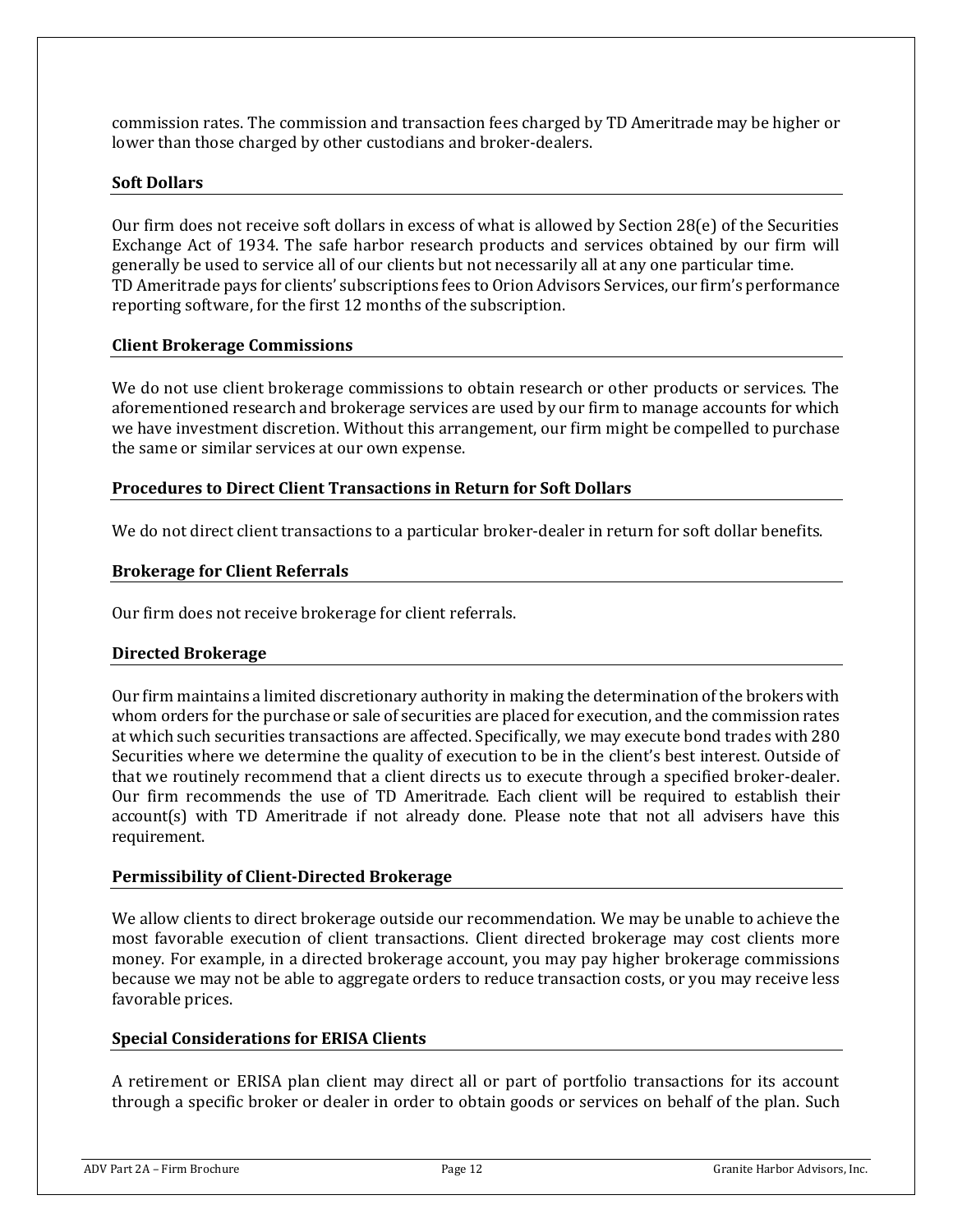commission rates. The commission and transaction fees charged by TD Ameritrade may be higher or lower than those charged by other custodians and broker-dealers.

### Soft Dollars

Our firm does not receive soft dollars in excess of what is allowed by Section 28(e) of the Securities Exchange Act of 1934. The safe harbor research products and services obtained by our firm will generally be used to service all of our clients but not necessarily all at any one particular time. TD Ameritrade pays for clients' subscriptions fees to Orion Advisors Services, our firm's performance reporting software, for the first 12 months of the subscription.

### Client Brokerage Commissions

We do not use client brokerage commissions to obtain research or other products or services. The aforementioned research and brokerage services are used by our firm to manage accounts for which we have investment discretion. Without this arrangement, our firm might be compelled to purchase the same or similar services at our own expense.

### Procedures to Direct Client Transactions in Return for Soft Dollars

We do not direct client transactions to a particular broker-dealer in return for soft dollar benefits.

### Brokerage for Client Referrals

Our firm does not receive brokerage for client referrals.

### Directed Brokerage

Our firm maintains a limited discretionary authority in making the determination of the brokers with whom orders for the purchase or sale of securities are placed for execution, and the commission rates at which such securities transactions are affected. Specifically, we may execute bond trades with 280 Securities where we determine the quality of execution to be in the client's best interest. Outside of that we routinely recommend that a client directs us to execute through a specified broker-dealer. Our firm recommends the use of TD Ameritrade. Each client will be required to establish their account(s) with TD Ameritrade if not already done. Please note that not all advisers have this requirement.

### Permissibility of Client-Directed Brokerage

We allow clients to direct brokerage outside our recommendation. We may be unable to achieve the most favorable execution of client transactions. Client directed brokerage may cost clients more money. For example, in a directed brokerage account, you may pay higher brokerage commissions because we may not be able to aggregate orders to reduce transaction costs, or you may receive less favorable prices.

### Special Considerations for ERISA Clients

A retirement or ERISA plan client may direct all or part of portfolio transactions for its account through a specific broker or dealer in order to obtain goods or services on behalf of the plan. Such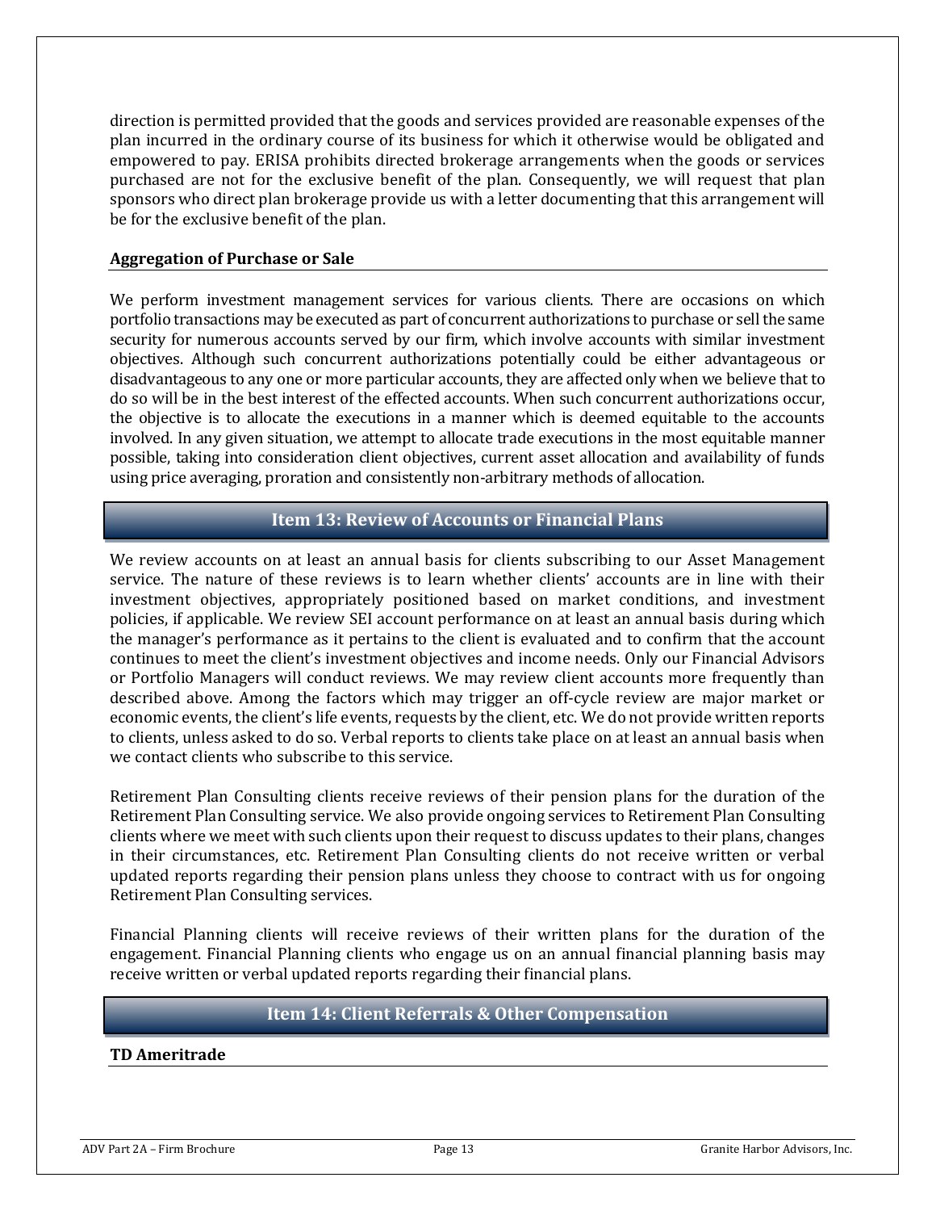direction is permitted provided that the goods and services provided are reasonable expenses of the plan incurred in the ordinary course of its business for which it otherwise would be obligated and empowered to pay. ERISA prohibits directed brokerage arrangements when the goods or services purchased are not for the exclusive benefit of the plan. Consequently, we will request that plan sponsors who direct plan brokerage provide us with a letter documenting that this arrangement will be for the exclusive benefit of the plan.

### Aggregation of Purchase or Sale

We perform investment management services for various clients. There are occasions on which portfolio transactions may be executed as part of concurrent authorizations to purchase or sell the same security for numerous accounts served by our firm, which involve accounts with similar investment objectives. Although such concurrent authorizations potentially could be either advantageous or disadvantageous to any one or more particular accounts, they are affected only when we believe that to do so will be in the best interest of the effected accounts. When such concurrent authorizations occur, the objective is to allocate the executions in a manner which is deemed equitable to the accounts involved. In any given situation, we attempt to allocate trade executions in the most equitable manner possible, taking into consideration client objectives, current asset allocation and availability of funds using price averaging, proration and consistently non-arbitrary methods of allocation.

## Item 13: Review of Accounts or Financial Plans

We review accounts on at least an annual basis for clients subscribing to our Asset Management service. The nature of these reviews is to learn whether clients' accounts are in line with their investment objectives, appropriately positioned based on market conditions, and investment policies, if applicable. We review SEI account performance on at least an annual basis during which the manager's performance as it pertains to the client is evaluated and to confirm that the account continues to meet the client's investment objectives and income needs. Only our Financial Advisors or Portfolio Managers will conduct reviews. We may review client accounts more frequently than described above. Among the factors which may trigger an off-cycle review are major market or economic events, the client's life events, requests by the client, etc. We do not provide written reports to clients, unless asked to do so. Verbal reports to clients take place on at least an annual basis when we contact clients who subscribe to this service.

Retirement Plan Consulting clients receive reviews of their pension plans for the duration of the Retirement Plan Consulting service. We also provide ongoing services to Retirement Plan Consulting clients where we meet with such clients upon their request to discuss updates to their plans, changes in their circumstances, etc. Retirement Plan Consulting clients do not receive written or verbal updated reports regarding their pension plans unless they choose to contract with us for ongoing Retirement Plan Consulting services.

Financial Planning clients will receive reviews of their written plans for the duration of the engagement. Financial Planning clients who engage us on an annual financial planning basis may receive written or verbal updated reports regarding their financial plans.

## Item 14: Client Referrals & Other Compensation

### TD Ameritrade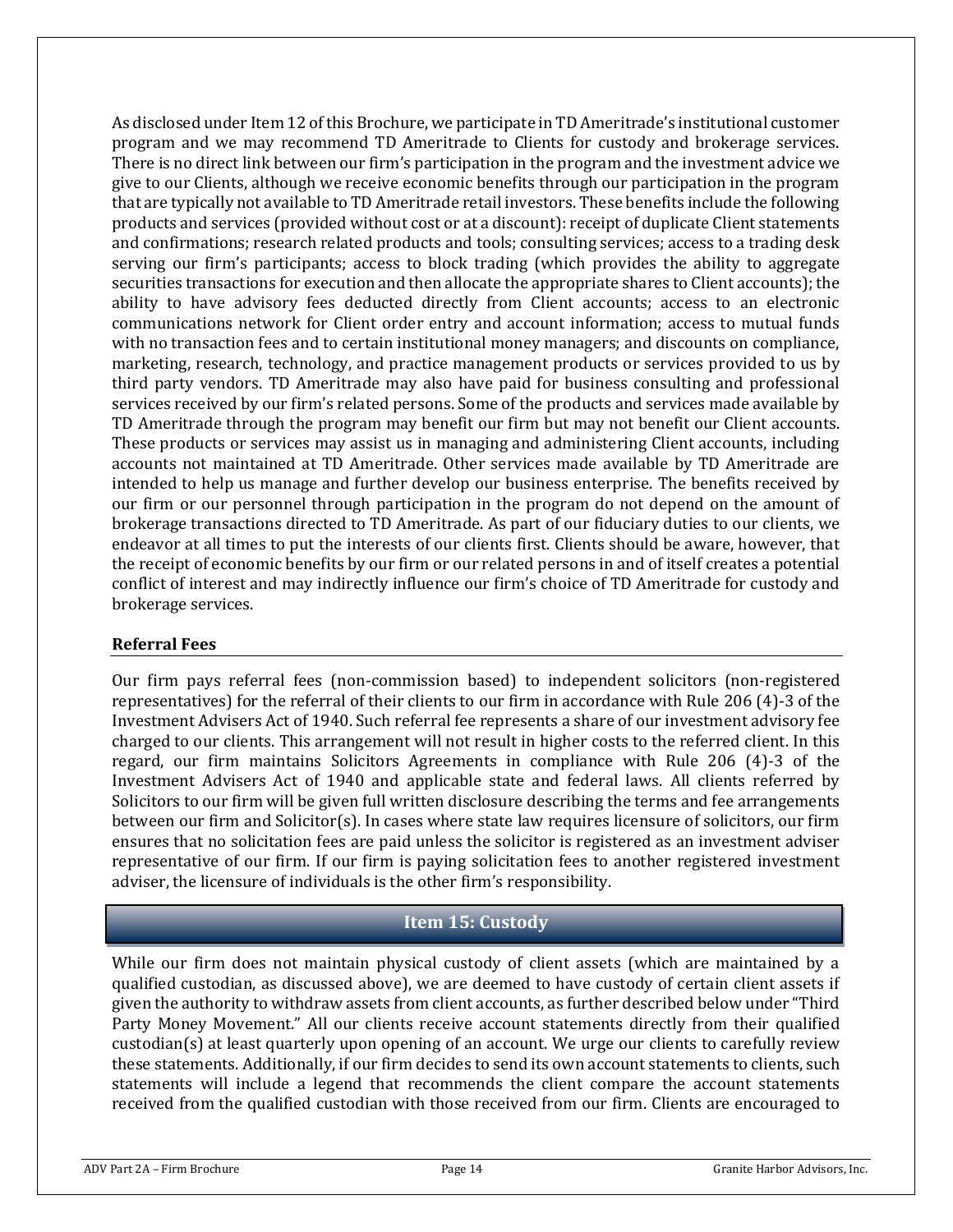As disclosed under Item 12 of this Brochure, we participate in TD Ameritrade's institutional customer program and we may recommend TD Ameritrade to Clients for custody and brokerage services. There is no direct link between our firm's participation in the program and the investment advice we give to our Clients, although we receive economic benefits through our participation in the program that are typically not available to TD Ameritrade retail investors. These benefits include the following products and services (provided without cost or at a discount): receipt of duplicate Client statements and confirmations; research related products and tools; consulting services; access to a trading desk serving our firm's participants; access to block trading (which provides the ability to aggregate securities transactions for execution and then allocate the appropriate shares to Client accounts); the ability to have advisory fees deducted directly from Client accounts; access to an electronic communications network for Client order entry and account information; access to mutual funds with no transaction fees and to certain institutional money managers; and discounts on compliance, marketing, research, technology, and practice management products or services provided to us by third party vendors. TD Ameritrade may also have paid for business consulting and professional services received by our firm's related persons. Some of the products and services made available by TD Ameritrade through the program may benefit our firm but may not benefit our Client accounts. These products or services may assist us in managing and administering Client accounts, including accounts not maintained at TD Ameritrade. Other services made available by TD Ameritrade are intended to help us manage and further develop our business enterprise. The benefits received by our firm or our personnel through participation in the program do not depend on the amount of brokerage transactions directed to TD Ameritrade. As part of our fiduciary duties to our clients, we endeavor at all times to put the interests of our clients first. Clients should be aware, however, that the receipt of economic benefits by our firm or our related persons in and of itself creates a potential conflict of interest and may indirectly influence our firm's choice of TD Ameritrade for custody and brokerage services.

### Referral Fees

Our firm pays referral fees (non-commission based) to independent solicitors (non-registered representatives) for the referral of their clients to our firm in accordance with Rule 206 (4)-3 of the Investment Advisers Act of 1940. Such referral fee represents a share of our investment advisory fee charged to our clients. This arrangement will not result in higher costs to the referred client. In this regard, our firm maintains Solicitors Agreements in compliance with Rule 206 (4)-3 of the Investment Advisers Act of 1940 and applicable state and federal laws. All clients referred by Solicitors to our firm will be given full written disclosure describing the terms and fee arrangements between our firm and Solicitor(s). In cases where state law requires licensure of solicitors, our firm ensures that no solicitation fees are paid unless the solicitor is registered as an investment adviser representative of our firm. If our firm is paying solicitation fees to another registered investment adviser, the licensure of individuals is the other firm's responsibility.

## Item 15: Custody

While our firm does not maintain physical custody of client assets (which are maintained by a qualified custodian, as discussed above), we are deemed to have custody of certain client assets if given the authority to withdraw assets from client accounts, as further described below under "Third Party Money Movement." All our clients receive account statements directly from their qualified custodian(s) at least quarterly upon opening of an account. We urge our clients to carefully review these statements. Additionally, if our firm decides to send its own account statements to clients, such statements will include a legend that recommends the client compare the account statements received from the qualified custodian with those received from our firm. Clients are encouraged to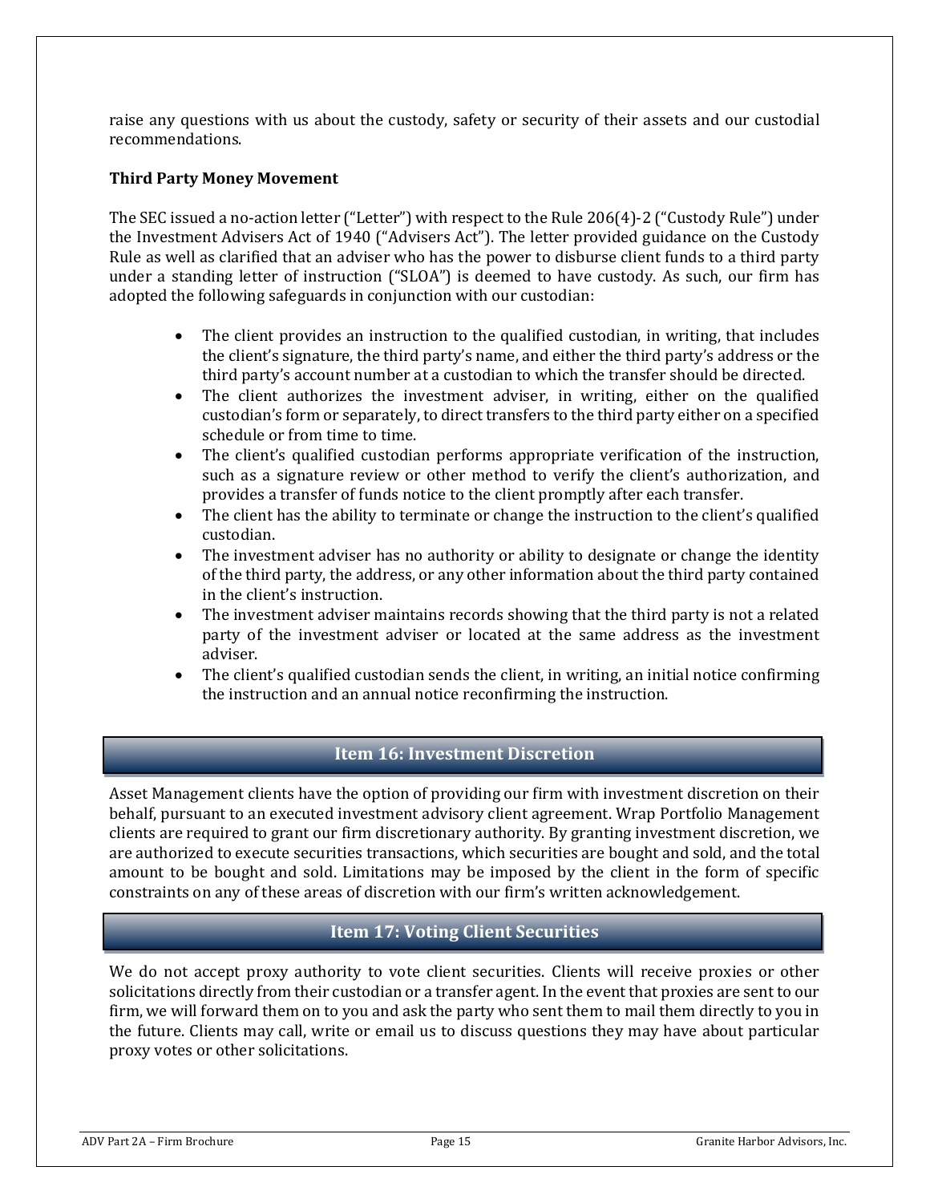raise any questions with us about the custody, safety or security of their assets and our custodial recommendations.

**Third Party Money Movement**

The SEC issued a no-action letter ("Letter") with respect to the Rule 206(4)-2 ("Custody Rule") under the Investment Advisers Act of 1940 ("Advisers Act"). The letter provided guidance on the Custody Rule as well as clarified that an adviser who has the power to disburse client funds to a third party under a standing letter of instruction ("SLOA") is deemed to have custody. As such, our firm has adopted the following safeguards in conjunction with our custodian:

- The client provides an instruction to the qualified custodian, in writing, that includes the client's signature, the third party's name, and either the third party's address or the third party's account number at a custodian to which the transfer should be directed.
- The client authorizes the investment adviser, in writing, either on the qualified custodian's form or separately, to direct transfers to the third party either on a specified schedule or from time to time.
- The client's qualified custodian performs appropriate verification of the instruction, such as a signature review or other method to verify the client's authorization, and provides a transfer of funds notice to the client promptly after each transfer.
- The client has the ability to terminate or change the instruction to the client's qualified custodian.
- The investment adviser has no authority or ability to designate or change the identity of the third party, the address, or any other information about the third party contained in the client's instruction.
- The investment adviser maintains records showing that the third party is not a related party of the investment adviser or located at the same address as the investment adviser.
- The client's qualified custodian sends the client, in writing, an initial notice confirming the instruction and an annual notice reconfirming the instruction.

## Item 16: Investment Discretion

Asset Management clients have the option of providing our firm with investment discretion on their behalf, pursuant to an executed investment advisory client agreement. Wrap Portfolio Management clients are required to grant our firm discretionary authority. By granting investment discretion, we are authorized to execute securities transactions, which securities are bought and sold, and the total amount to be bought and sold. Limitations may be imposed by the client in the form of specific constraints on any of these areas of discretion with our firm's written acknowledgement.

## Item 17: Voting Client Securities

We do not accept proxy authority to vote client securities. Clients will receive proxies or other solicitations directly from their custodian or a transfer agent. In the event that proxies are sent to our firm, we will forward them on to you and ask the party who sent them to mail them directly to you in the future. Clients may call, write or email us to discuss questions they may have about particular proxy votes or other solicitations.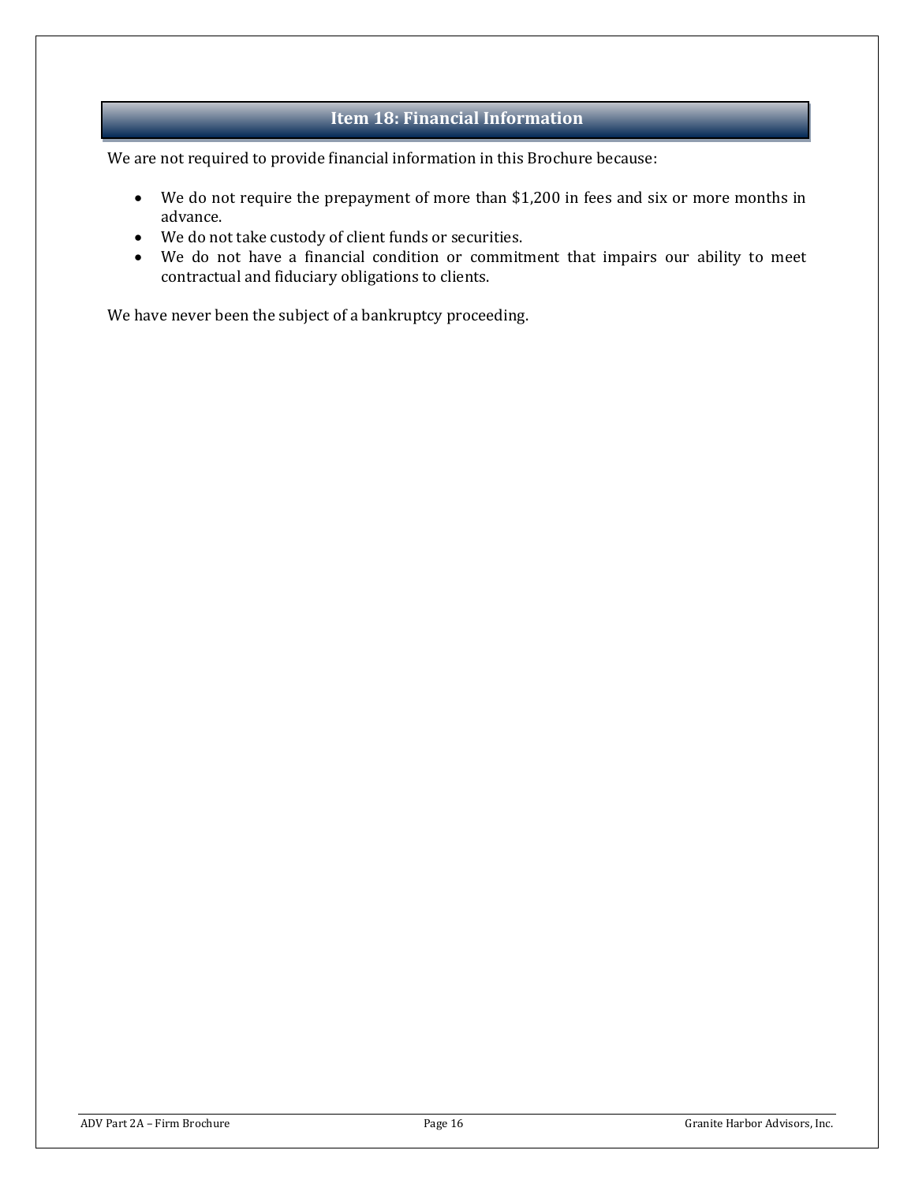## Item 18: Financial Information

We are not required to provide financial information in this Brochure because:

- We do not require the prepayment of more than $1,200 in fees and six or more months in advance.
- We do not take custody of client funds or securities.
- We do not have a financial condition or commitment that impairs our ability to meet contractual and fiduciary obligations to clients.

We have never been the subject of a bankruptcy proceeding.